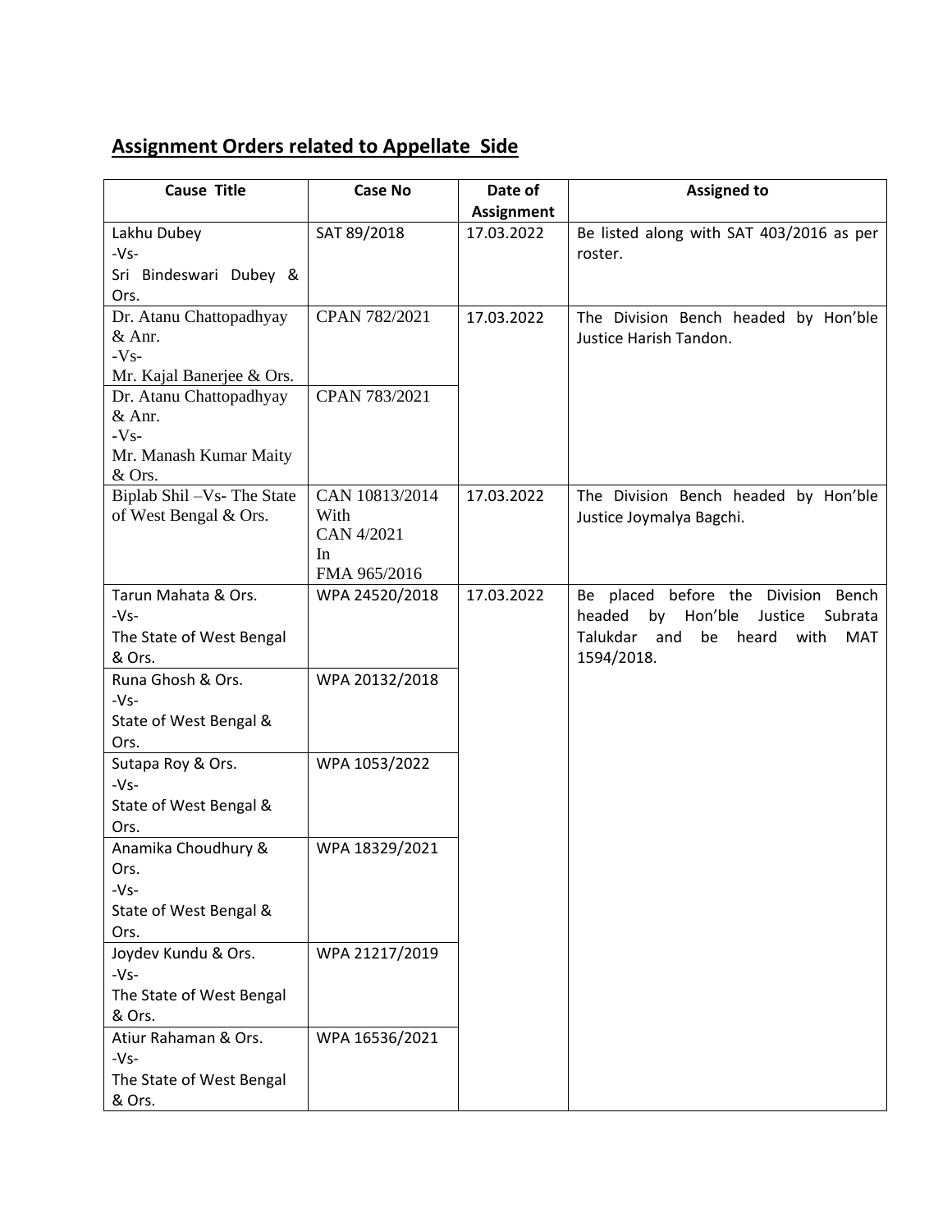## Assignment Orders related to Appellate Side

| Cause Title | Case No | Date of Assignment | Assigned to |
|---|---|---|---|
| Lakhu Dubey -Vs- Sri Bindeswari Dubey & Ors. | SAT 89/2018 | 17.03.2022 | Be listed along with SAT 403/2016 as per roster. |
| Dr. Atanu Chattopadhyay & Anr. -Vs- Mr. Kajal Banerjee & Ors. | CPAN 782/2021 | 17.03.2022 | The Division Bench headed by Hon'ble Justice Harish Tandon. |
| Dr. Atanu Chattopadhyay & Anr. -Vs- Mr. Manash Kumar Maity & Ors. | CPAN 783/2021 | | |
| Biplab Shil –Vs- The State of West Bengal & Ors. | CAN 10813/2014 With CAN 4/2021 In FMA 965/2016 | 17.03.2022 | The Division Bench headed by Hon'ble Justice Joymalya Bagchi. |
| Tarun Mahata & Ors. -Vs- The State of West Bengal & Ors. | WPA 24520/2018 | 17.03.2022 | Be placed before the Division Bench headed by Hon'ble Justice Subrata Talukdar and be heard with MAT 1594/2018. |
| Runa Ghosh & Ors. -Vs- State of West Bengal & Ors. | WPA 20132/2018 | | |
| Sutapa Roy & Ors. -Vs- State of West Bengal & Ors. | WPA 1053/2022 | | |
| Anamika Choudhury & Ors. -Vs- State of West Bengal & Ors. | WPA 18329/2021 | | |
| Joydev Kundu & Ors. -Vs- The State of West Bengal & Ors. | WPA 21217/2019 | | |
| Atiur Rahaman & Ors. -Vs- The State of West Bengal & Ors. | WPA 16536/2021 | | |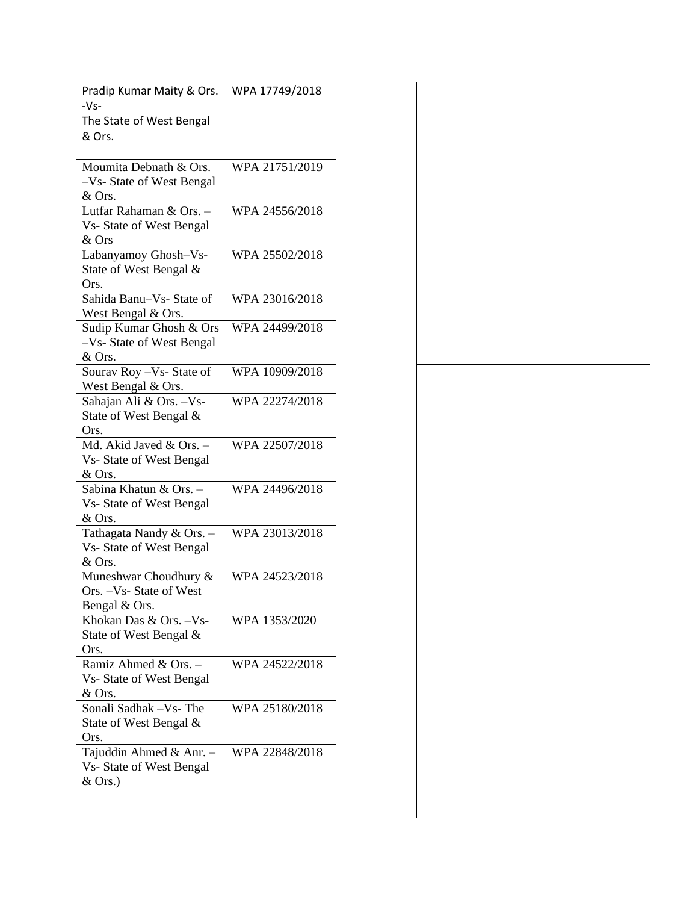| | | | |
|---|---|---|---|
| Pradip Kumar Maity & Ors. -Vs- The State of West Bengal & Ors. | WPA 17749/2018 | | |
| Moumita Debnath & Ors. –Vs- State of West Bengal & Ors. | WPA 21751/2019 | | |
| Lutfar Rahaman & Ors. –Vs- State of West Bengal & Ors | WPA 24556/2018 | | |
| Labanyamoy Ghosh–Vs- State of West Bengal & Ors. | WPA 25502/2018 | | |
| Sahida Banu–Vs- State of West Bengal & Ors. | WPA 23016/2018 | | |
| Sudip Kumar Ghosh & Ors –Vs- State of West Bengal & Ors. | WPA 24499/2018 | | |
| Sourav Roy –Vs- State of West Bengal & Ors. | WPA 10909/2018 | | |
| Sahajan Ali & Ors. –Vs- State of West Bengal & Ors. | WPA 22274/2018 | | |
| Md. Akid Javed & Ors. –Vs- State of West Bengal & Ors. | WPA 22507/2018 | | |
| Sabina Khatun & Ors. –Vs- State of West Bengal & Ors. | WPA 24496/2018 | | |
| Tathagata Nandy & Ors. –Vs- State of West Bengal & Ors. | WPA 23013/2018 | | |
| Muneshwar Choudhury & Ors. –Vs- State of West Bengal & Ors. | WPA 24523/2018 | | |
| Khokan Das & Ors. –Vs- State of West Bengal & Ors. | WPA 1353/2020 | | |
| Ramiz Ahmed & Ors. –Vs- State of West Bengal & Ors. | WPA 24522/2018 | | |
| Sonali Sadhak –Vs- The State of West Bengal & Ors. | WPA 25180/2018 | | |
| Tajuddin Ahmed & Anr. –Vs- State of West Bengal & Ors.) | WPA 22848/2018 | | |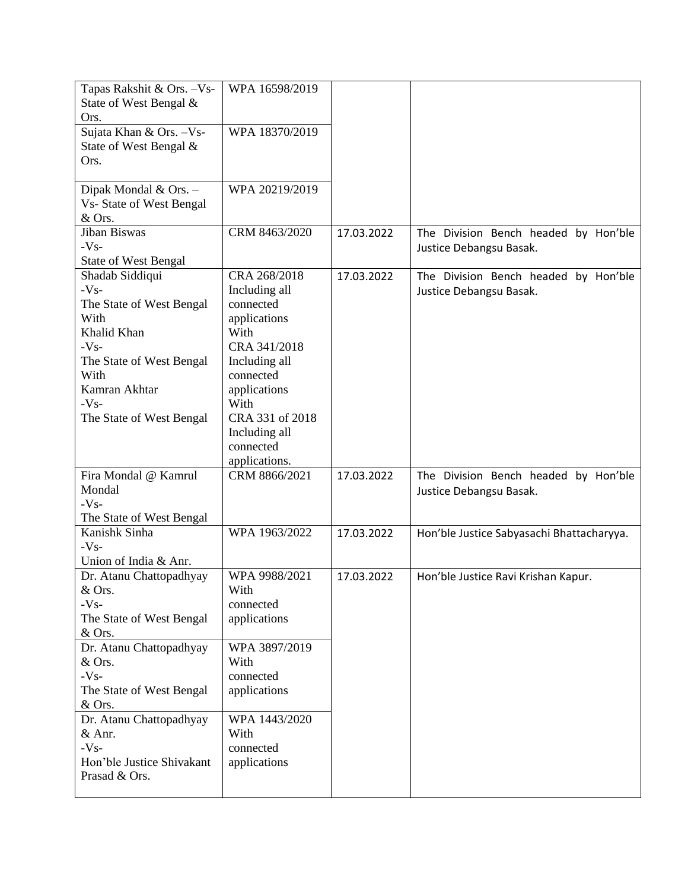| | | | |
|---|---|---|---|
| Tapas Rakshit & Ors. –Vs- State of West Bengal & Ors. | WPA 16598/2019 | | |
| Sujata Khan & Ors. –Vs- State of West Bengal & Ors. | WPA 18370/2019 | | |
| Dipak Mondal & Ors. –Vs- State of West Bengal & Ors. | WPA 20219/2019 | | |
| Jiban Biswas -Vs- State of West Bengal | CRM 8463/2020 | 17.03.2022 | The Division Bench headed by Hon'ble Justice Debangsu Basak. |
| Shadab Siddiqui -Vs- The State of West Bengal With Khalid Khan -Vs- The State of West Bengal With Kamran Akhtar -Vs- The State of West Bengal | CRA 268/2018 Including all connected applications With CRA 341/2018 Including all connected applications With CRA 331 of 2018 Including all connected applications. | 17.03.2022 | The Division Bench headed by Hon'ble Justice Debangsu Basak. |
| Fira Mondal @ Kamrul Mondal -Vs- The State of West Bengal | CRM 8866/2021 | 17.03.2022 | The Division Bench headed by Hon'ble Justice Debangsu Basak. |
| Kanishk Sinha -Vs- Union of India & Anr. | WPA 1963/2022 | 17.03.2022 | Hon'ble Justice Sabyasachi Bhattacharyya. |
| Dr. Atanu Chattopadhyay & Ors. -Vs- The State of West Bengal & Ors. | WPA 9988/2021 With connected applications | 17.03.2022 | Hon'ble Justice Ravi Krishan Kapur. |
| Dr. Atanu Chattopadhyay & Ors. -Vs- The State of West Bengal & Ors. | WPA 3897/2019 With connected applications | | |
| Dr. Atanu Chattopadhyay & Anr. -Vs- Hon'ble Justice Shivakant Prasad & Ors. | WPA 1443/2020 With connected applications | | |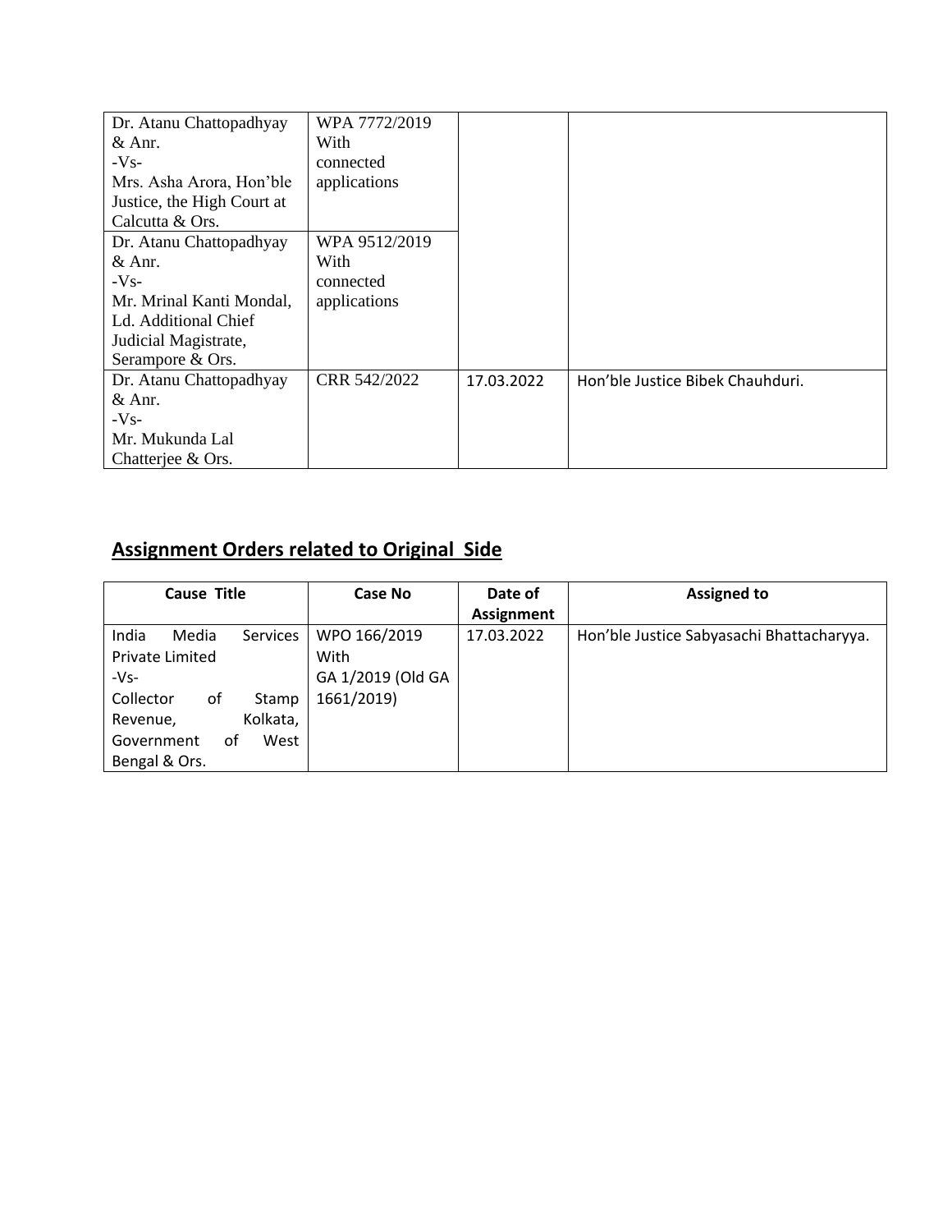| | | | |
|---|---|---|---|
| Dr. Atanu Chattopadhyay & Anr. -Vs- Mrs. Asha Arora, Hon'ble Justice, the High Court at Calcutta & Ors. | WPA 7772/2019 With connected applications | | |
| Dr. Atanu Chattopadhyay & Anr. -Vs- Mr. Mrinal Kanti Mondal, Ld. Additional Chief Judicial Magistrate, Serampore & Ors. | WPA 9512/2019 With connected applications | | |
| Dr. Atanu Chattopadhyay & Anr. -Vs- Mr. Mukunda Lal Chatterjee & Ors. | CRR 542/2022 | 17.03.2022 | Hon'ble Justice Bibek Chauhduri. |

## Assignment Orders related to Original Side

| Cause Title | Case No | Date of Assignment | Assigned to |
|---|---|---|---|
| India Media Services Private Limited -Vs- Collector of Stamp Revenue, Kolkata, Government of West Bengal & Ors. | WPO 166/2019 With GA 1/2019 (Old GA 1661/2019) | 17.03.2022 | Hon'ble Justice Sabyasachi Bhattacharyya. |